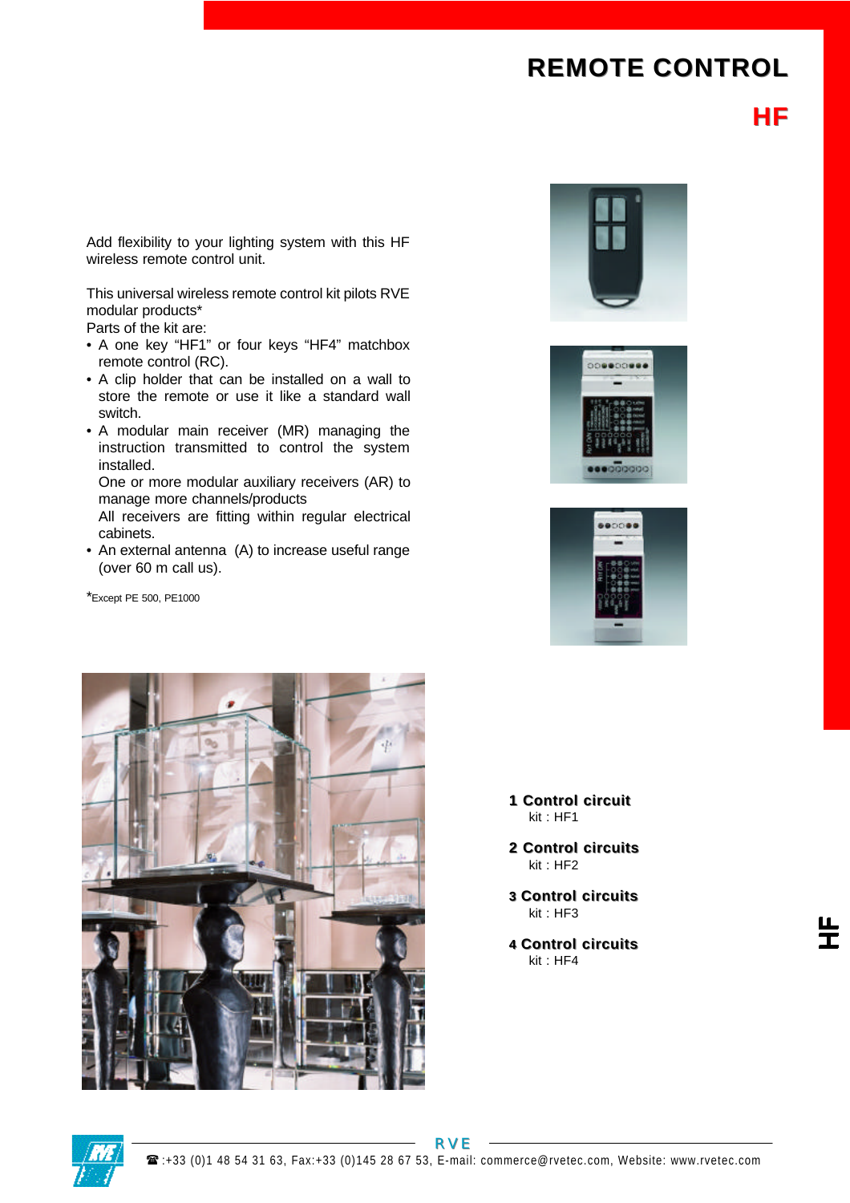# REMOTE CONTROL

## HF

Add flexibility to your lighting system with this HF wireless remote control unit.

This universal wireless remote control kit pilots RVE modular products*
Parts of the kit are:

- A one key "HF1" or four keys "HF4" matchbox remote control (RC).
- A clip holder that can be installed on a wall to store the remote or use it like a standard wall switch.
- A modular main receiver (MR) managing the instruction transmitted to control the system installed.
  One or more modular auxiliary receivers (AR) to manage more channels/products
  All receivers are fitting within regular electrical cabinets.
- An external antenna (A) to increase useful range (over 60 m call us).

*Except PE 500, PE1000

**1 Control circuit**
kit : HF1

**2 Control circuits**
kit : HF2

**3 Control circuits**
kit : HF3

**4 Control circuits**
kit : HF4

RVE

☎ :+33 (0)1 48 54 31 63, Fax:+33 (0)145 28 67 53, E-mail: commerce@rvetec.com, Website: www.rvetec.com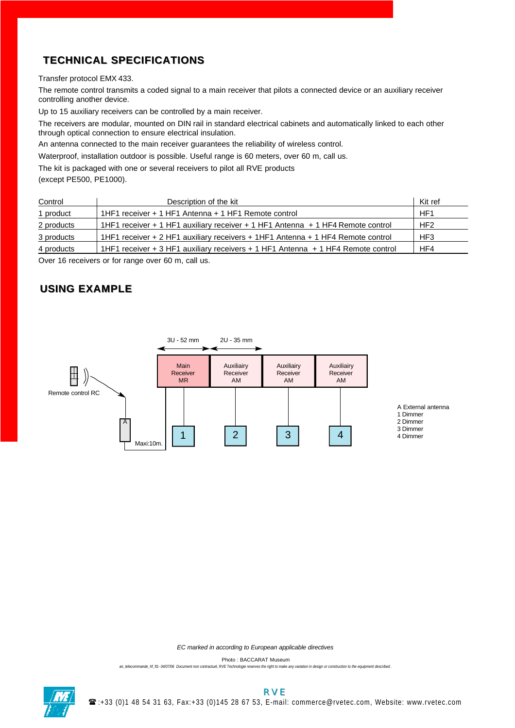## TECHNICAL SPECIFICATIONS

Transfer protocol EMX 433.

The remote control transmits a coded signal to a main receiver that pilots a connected device or an auxiliary receiver controlling another device.

Up to 15 auxiliary receivers can be controlled by a main receiver.

The receivers are modular, mounted on DIN rail in standard electrical cabinets and automatically linked to each other through optical connection to ensure electrical insulation.

An antenna connected to the main receiver guarantees the reliability of wireless control.

Waterproof, installation outdoor is possible. Useful range is 60 meters, over 60 m, call us.

The kit is packaged with one or several receivers to pilot all RVE products
(except PE500, PE1000).

| Control | Description of the kit | Kit ref |
|---|---|---|
| 1 product | 1HF1 receiver + 1 HF1 Antenna + 1 HF1 Remote control | HF1 |
| 2 products | 1HF1 receiver + 1 HF1 auxiliary receiver + 1 HF1 Antenna + 1 HF4 Remote control | HF2 |
| 3 products | 1HF1 receiver + 2 HF1 auxiliary receivers + 1HF1 Antenna + 1 HF4 Remote control | HF3 |
| 4 products | 1HF1 receiver + 3 HF1 auxiliary receivers + 1 HF1 Antenna + 1 HF4 Remote control | HF4 |

Over 16 receivers or for range over 60 m, call us.

## USING EXAMPLE

3U - 52 mm
2U - 35 mm

Main Receiver MR
Auxiliairy Receiver AM
Auxiliairy Receiver AM
Auxiliairy Receiver AM

Remote control RC
A
Maxi:10m.
1
2
3
4

A External antenna
1 Dimmer
2 Dimmer
3 Dimmer
4 Dimmer

*EC marked in according to European applicable directives*

Photo : BACCARAT Museum

*an_telecommande_hf_ft1- 04/07/06 Document non contractuel, RVE Technologie reserves the right to make any variation in design or construction to the equipment described .*

**RVE**

☎ :+33 (0)1 48 54 31 63, Fax:+33 (0)145 28 67 53, E-mail: commerce@rvetec.com, Website: www.rvetec.com